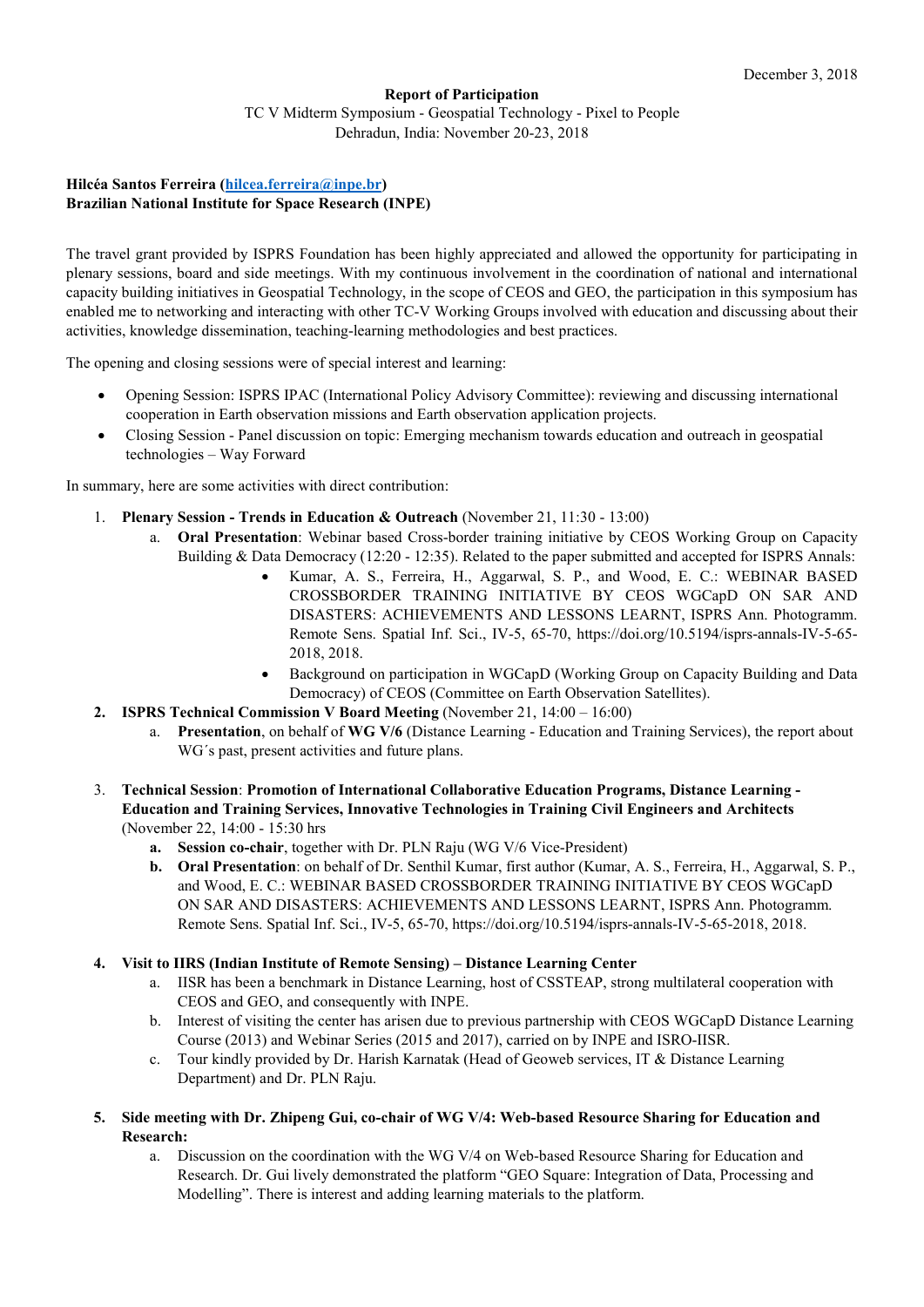December 3, 2018

**Report of Participation**

TC V Midterm Symposium - Geospatial Technology - Pixel to People
Dehradun, India: November 20-23, 2018

**Hilcéa Santos Ferreira ([hilcea.ferreira@inpe.br](mailto:hilcea.ferreira@inpe.br))**
**Brazilian National Institute for Space Research (INPE)**

The travel grant provided by ISPRS Foundation has been highly appreciated and allowed the opportunity for participating in plenary sessions, board and side meetings. With my continuous involvement in the coordination of national and international capacity building initiatives in Geospatial Technology, in the scope of CEOS and GEO, the participation in this symposium has enabled me to networking and interacting with other TC-V Working Groups involved with education and discussing about their activities, knowledge dissemination, teaching-learning methodologies and best practices.

The opening and closing sessions were of special interest and learning:

- Opening Session: ISPRS IPAC (International Policy Advisory Committee): reviewing and discussing international cooperation in Earth observation missions and Earth observation application projects.
- Closing Session - Panel discussion on topic: Emerging mechanism towards education and outreach in geospatial technologies – Way Forward

In summary, here are some activities with direct contribution:

1. **Plenary Session - Trends in Education & Outreach** (November 21, 11:30 - 13:00)
   a. **Oral Presentation**: Webinar based Cross-border training initiative by CEOS Working Group on Capacity Building & Data Democracy (12:20 - 12:35). Related to the paper submitted and accepted for ISPRS Annals:
      - Kumar, A. S., Ferreira, H., Aggarwal, S. P., and Wood, E. C.: WEBINAR BASED CROSSBORDER TRAINING INITIATIVE BY CEOS WGCapD ON SAR AND DISASTERS: ACHIEVEMENTS AND LESSONS LEARNT, ISPRS Ann. Photogramm. Remote Sens. Spatial Inf. Sci., IV-5, 65-70, https://doi.org/10.5194/isprs-annals-IV-5-65-2018, 2018.
      - Background on participation in WGCapD (Working Group on Capacity Building and Data Democracy) of CEOS (Committee on Earth Observation Satellites).
2. **ISPRS Technical Commission V Board Meeting** (November 21, 14:00 – 16:00)
   a. **Presentation**, on behalf of **WG V/6** (Distance Learning - Education and Training Services), the report about WG´s past, present activities and future plans.
3. **Technical Session**: **Promotion of International Collaborative Education Programs, Distance Learning - Education and Training Services, Innovative Technologies in Training Civil Engineers and Architects** (November 22, 14:00 - 15:30 hrs
   a. **Session co-chair**, together with Dr. PLN Raju (WG V/6 Vice-President)
   b. **Oral Presentation**: on behalf of Dr. Senthil Kumar, first author (Kumar, A. S., Ferreira, H., Aggarwal, S. P., and Wood, E. C.: WEBINAR BASED CROSSBORDER TRAINING INITIATIVE BY CEOS WGCapD ON SAR AND DISASTERS: ACHIEVEMENTS AND LESSONS LEARNT, ISPRS Ann. Photogramm. Remote Sens. Spatial Inf. Sci., IV-5, 65-70, https://doi.org/10.5194/isprs-annals-IV-5-65-2018, 2018.
4. **Visit to IIRS (Indian Institute of Remote Sensing) – Distance Learning Center**
   a. IISR has been a benchmark in Distance Learning, host of CSSTEAP, strong multilateral cooperation with CEOS and GEO, and consequently with INPE.
   b. Interest of visiting the center has arisen due to previous partnership with CEOS WGCapD Distance Learning Course (2013) and Webinar Series (2015 and 2017), carried on by INPE and ISRO-IISR.
   c. Tour kindly provided by Dr. Harish Karnatak (Head of Geoweb services, IT & Distance Learning Department) and Dr. PLN Raju.
5. **Side meeting with Dr. Zhipeng Gui, co-chair of WG V/4: Web-based Resource Sharing for Education and Research:**
   a. Discussion on the coordination with the WG V/4 on Web-based Resource Sharing for Education and Research. Dr. Gui lively demonstrated the platform "GEO Square: Integration of Data, Processing and Modelling". There is interest and adding learning materials to the platform.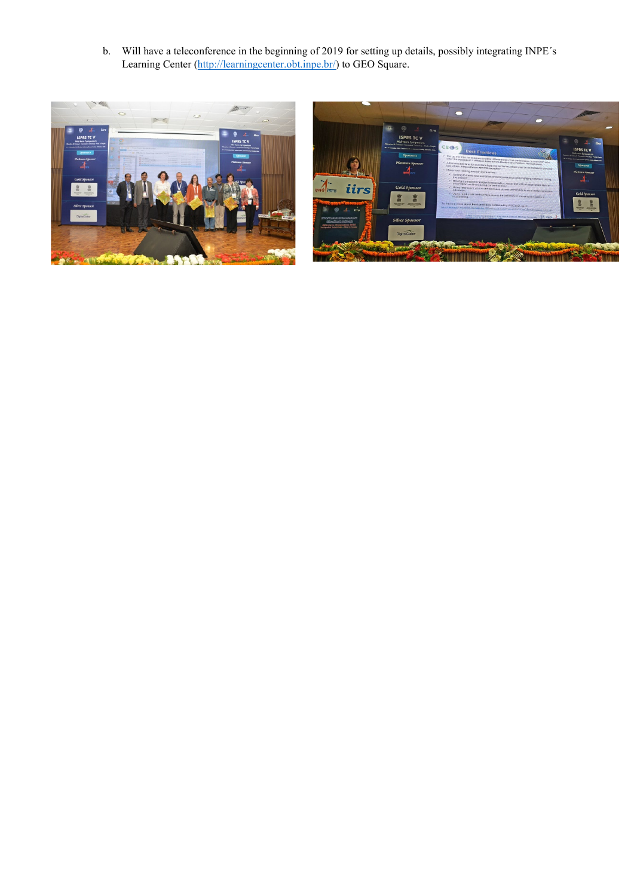b. Will have a teleconference in the beginning of 2019 for setting up details, possibly integrating INPE´s Learning Center (http://learningcenter.obt.inpe.br/) to GEO Square.